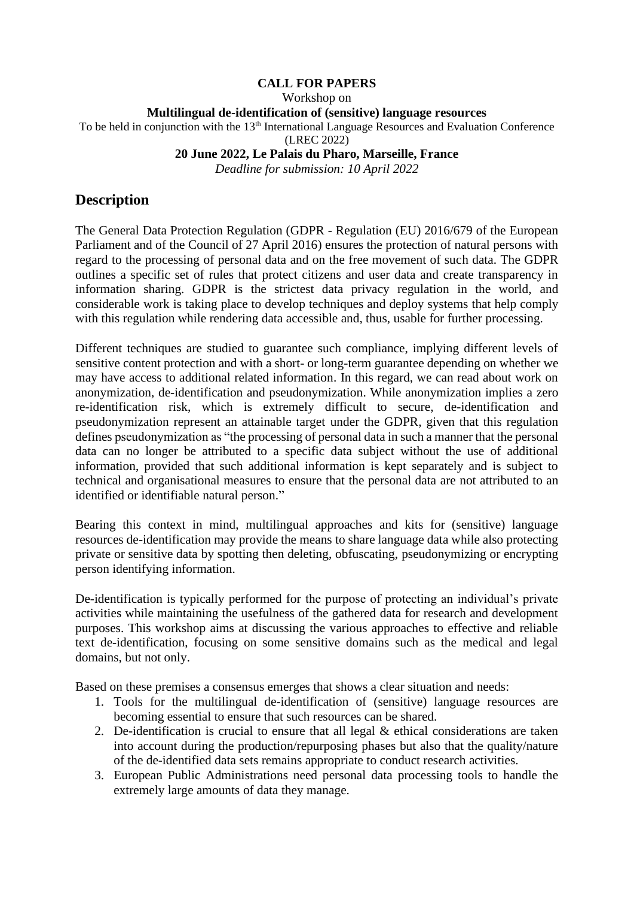**CALL FOR PAPERS**

Workshop on

**Multilingual de-identification of (sensitive) language resources**

To be held in conjunction with the 13th International Language Resources and Evaluation Conference (LREC 2022)

**20 June 2022, Le Palais du Pharo, Marseille, France**

*Deadline for submission: 10 April 2022*

## Description

The General Data Protection Regulation (GDPR - Regulation (EU) 2016/679 of the European Parliament and of the Council of 27 April 2016) ensures the protection of natural persons with regard to the processing of personal data and on the free movement of such data. The GDPR outlines a specific set of rules that protect citizens and user data and create transparency in information sharing. GDPR is the strictest data privacy regulation in the world, and considerable work is taking place to develop techniques and deploy systems that help comply with this regulation while rendering data accessible and, thus, usable for further processing.

Different techniques are studied to guarantee such compliance, implying different levels of sensitive content protection and with a short- or long-term guarantee depending on whether we may have access to additional related information. In this regard, we can read about work on anonymization, de-identification and pseudonymization. While anonymization implies a zero re-identification risk, which is extremely difficult to secure, de-identification and pseudonymization represent an attainable target under the GDPR, given that this regulation defines pseudonymization as "the processing of personal data in such a manner that the personal data can no longer be attributed to a specific data subject without the use of additional information, provided that such additional information is kept separately and is subject to technical and organisational measures to ensure that the personal data are not attributed to an identified or identifiable natural person."

Bearing this context in mind, multilingual approaches and kits for (sensitive) language resources de-identification may provide the means to share language data while also protecting private or sensitive data by spotting then deleting, obfuscating, pseudonymizing or encrypting person identifying information.

De-identification is typically performed for the purpose of protecting an individual's private activities while maintaining the usefulness of the gathered data for research and development purposes. This workshop aims at discussing the various approaches to effective and reliable text de-identification, focusing on some sensitive domains such as the medical and legal domains, but not only.

Based on these premises a consensus emerges that shows a clear situation and needs:

1. Tools for the multilingual de-identification of (sensitive) language resources are becoming essential to ensure that such resources can be shared.
2. De-identification is crucial to ensure that all legal & ethical considerations are taken into account during the production/repurposing phases but also that the quality/nature of the de-identified data sets remains appropriate to conduct research activities.
3. European Public Administrations need personal data processing tools to handle the extremely large amounts of data they manage.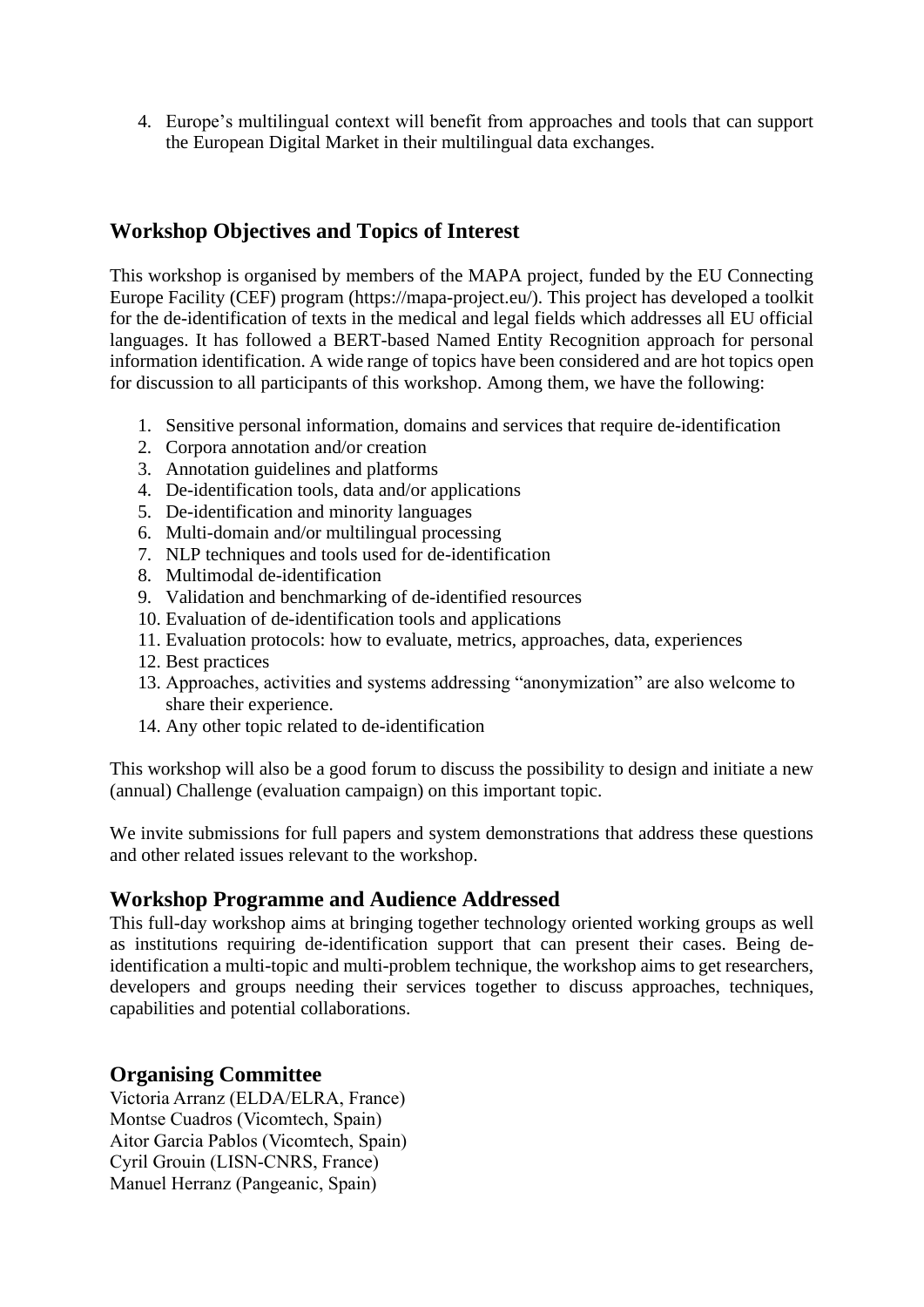4. Europe's multilingual context will benefit from approaches and tools that can support the European Digital Market in their multilingual data exchanges.

## Workshop Objectives and Topics of Interest

This workshop is organised by members of the MAPA project, funded by the EU Connecting Europe Facility (CEF) program (https://mapa-project.eu/). This project has developed a toolkit for the de-identification of texts in the medical and legal fields which addresses all EU official languages. It has followed a BERT-based Named Entity Recognition approach for personal information identification. A wide range of topics have been considered and are hot topics open for discussion to all participants of this workshop. Among them, we have the following:

1. Sensitive personal information, domains and services that require de-identification
2. Corpora annotation and/or creation
3. Annotation guidelines and platforms
4. De-identification tools, data and/or applications
5. De-identification and minority languages
6. Multi-domain and/or multilingual processing
7. NLP techniques and tools used for de-identification
8. Multimodal de-identification
9. Validation and benchmarking of de-identified resources
10. Evaluation of de-identification tools and applications
11. Evaluation protocols: how to evaluate, metrics, approaches, data, experiences
12. Best practices
13. Approaches, activities and systems addressing "anonymization" are also welcome to share their experience.
14. Any other topic related to de-identification

This workshop will also be a good forum to discuss the possibility to design and initiate a new (annual) Challenge (evaluation campaign) on this important topic.

We invite submissions for full papers and system demonstrations that address these questions and other related issues relevant to the workshop.

## Workshop Programme and Audience Addressed

This full-day workshop aims at bringing together technology oriented working groups as well as institutions requiring de-identification support that can present their cases. Being de-identification a multi-topic and multi-problem technique, the workshop aims to get researchers, developers and groups needing their services together to discuss approaches, techniques, capabilities and potential collaborations.

## Organising Committee

Victoria Arranz (ELDA/ELRA, France)
Montse Cuadros (Vicomtech, Spain)
Aitor Garcia Pablos (Vicomtech, Spain)
Cyril Grouin (LISN-CNRS, France)
Manuel Herranz (Pangeanic, Spain)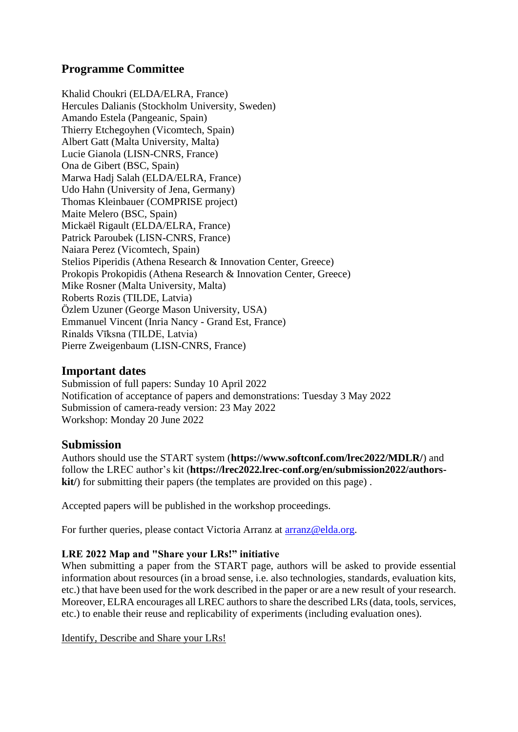## Programme Committee

Khalid Choukri (ELDA/ELRA, France)
Hercules Dalianis (Stockholm University, Sweden)
Amando Estela (Pangeanic, Spain)
Thierry Etchegoyhen (Vicomtech, Spain)
Albert Gatt (Malta University, Malta)
Lucie Gianola (LISN-CNRS, France)
Ona de Gibert (BSC, Spain)
Marwa Hadj Salah (ELDA/ELRA, France)
Udo Hahn (University of Jena, Germany)
Thomas Kleinbauer (COMPRISE project)
Maite Melero (BSC, Spain)
Mickaël Rigault (ELDA/ELRA, France)
Patrick Paroubek (LISN-CNRS, France)
Naiara Perez (Vicomtech, Spain)
Stelios Piperidis (Athena Research & Innovation Center, Greece)
Prokopis Prokopidis (Athena Research & Innovation Center, Greece)
Mike Rosner (Malta University, Malta)
Roberts Rozis (TILDE, Latvia)
Özlem Uzuner (George Mason University, USA)
Emmanuel Vincent (Inria Nancy - Grand Est, France)
Rinalds Vīksna (TILDE, Latvia)
Pierre Zweigenbaum (LISN-CNRS, France)

## Important dates

Submission of full papers: Sunday 10 April 2022
Notification of acceptance of papers and demonstrations: Tuesday 3 May 2022
Submission of camera-ready version: 23 May 2022
Workshop: Monday 20 June 2022

## Submission

Authors should use the START system (**https://www.softconf.com/lrec2022/MDLR/**) and follow the LREC author's kit (**https://lrec2022.lrec-conf.org/en/submission2022/authors-kit/**) for submitting their papers (the templates are provided on this page) .

Accepted papers will be published in the workshop proceedings.

For further queries, please contact Victoria Arranz at arranz@elda.org.

### LRE 2022 Map and "Share your LRs!" initiative

When submitting a paper from the START page, authors will be asked to provide essential information about resources (in a broad sense, i.e. also technologies, standards, evaluation kits, etc.) that have been used for the work described in the paper or are a new result of your research. Moreover, ELRA encourages all LREC authors to share the described LRs (data, tools, services, etc.) to enable their reuse and replicability of experiments (including evaluation ones).

Identify, Describe and Share your LRs!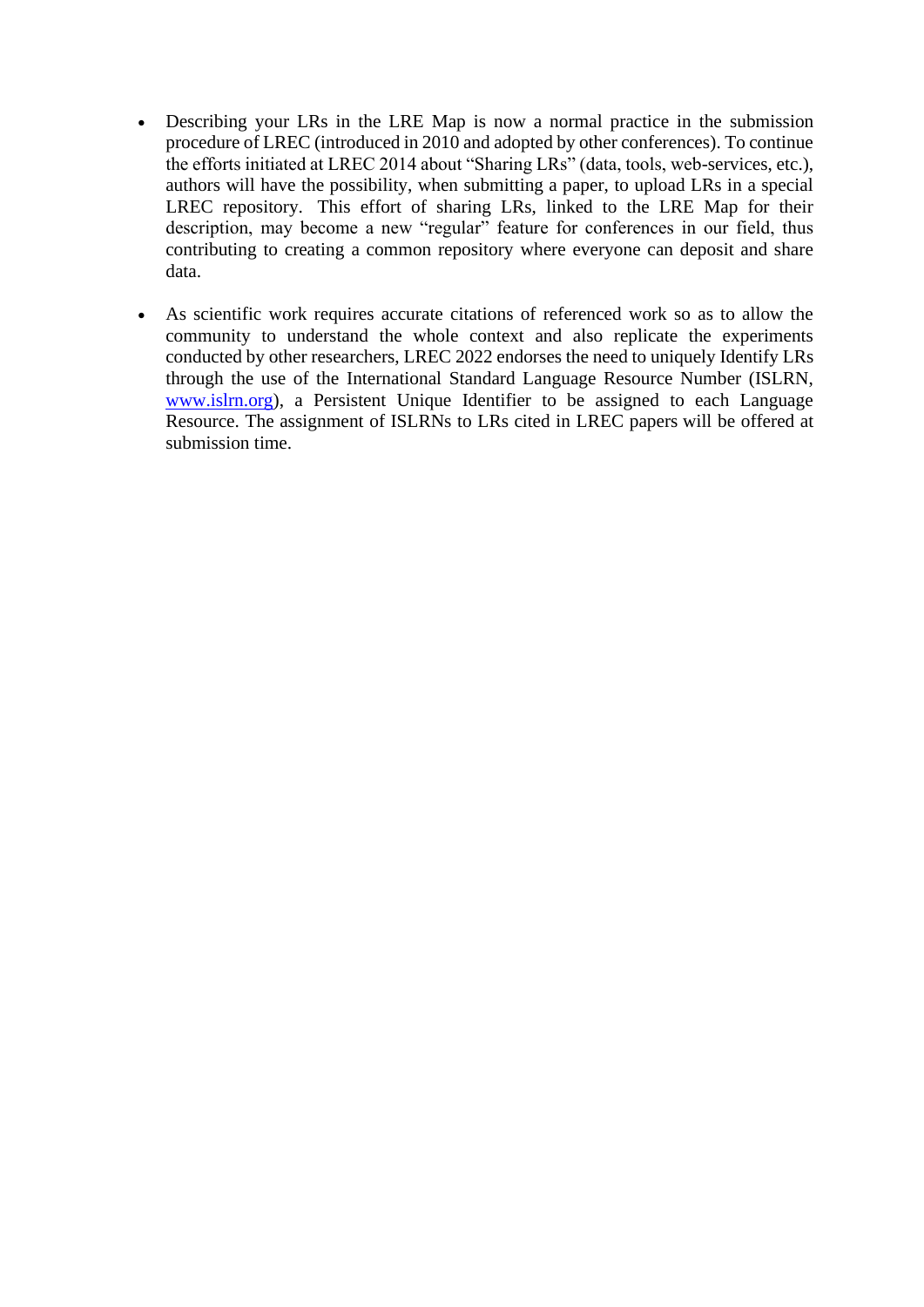- Describing your LRs in the LRE Map is now a normal practice in the submission procedure of LREC (introduced in 2010 and adopted by other conferences). To continue the efforts initiated at LREC 2014 about "Sharing LRs" (data, tools, web-services, etc.), authors will have the possibility, when submitting a paper, to upload LRs in a special LREC repository. This effort of sharing LRs, linked to the LRE Map for their description, may become a new "regular" feature for conferences in our field, thus contributing to creating a common repository where everyone can deposit and share data.

- As scientific work requires accurate citations of referenced work so as to allow the community to understand the whole context and also replicate the experiments conducted by other researchers, LREC 2022 endorses the need to uniquely Identify LRs through the use of the International Standard Language Resource Number (ISLRN, [www.islrn.org](www.islrn.org)), a Persistent Unique Identifier to be assigned to each Language Resource. The assignment of ISLRNs to LRs cited in LREC papers will be offered at submission time.